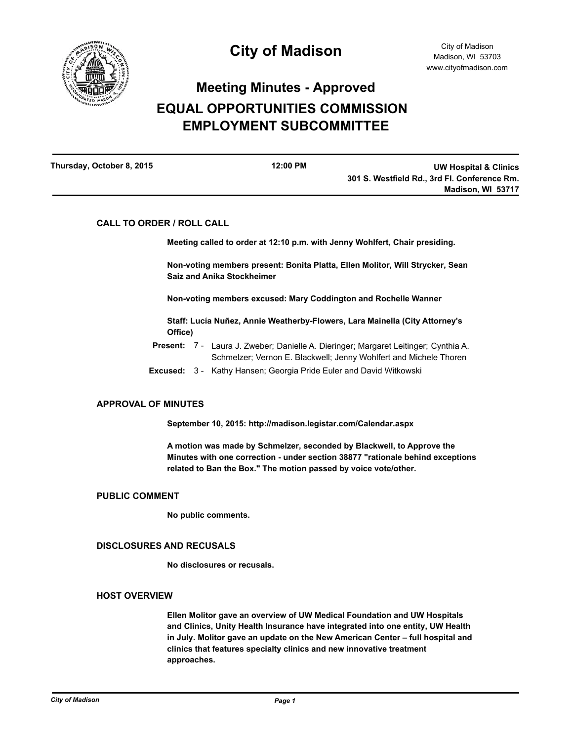# City of Madison

City of Madison
Madison, WI 53703
www.cityofmadison.com

## Meeting Minutes - Approved

# EQUAL OPPORTUNITIES COMMISSION EMPLOYMENT SUBCOMMITTEE

**Thursday, October 8, 2015** | **12:00 PM** | **UW Hospital & Clinics, 301 S. Westfield Rd., 3rd Fl. Conference Rm., Madison, WI 53717**

### CALL TO ORDER / ROLL CALL

**Meeting called to order at 12:10 p.m. with Jenny Wohlfert, Chair presiding.**

**Non-voting members present: Bonita Platta, Ellen Molitor, Will Strycker, Sean Saiz and Anika Stockheimer**

**Non-voting members excused: Mary Coddington and Rochelle Wanner**

**Staff: Lucía Nuñez, Annie Weatherby-Flowers, Lara Mainella (City Attorney's Office)**

**Present:** 7 - Laura J. Zweber; Danielle A. Dieringer; Margaret Leitinger; Cynthia A. Schmelzer; Vernon E. Blackwell; Jenny Wohlfert and Michele Thoren

**Excused:** 3 - Kathy Hansen; Georgia Pride Euler and David Witkowski

### APPROVAL OF MINUTES

**September 10, 2015: http://madison.legistar.com/Calendar.aspx**

**A motion was made by Schmelzer, seconded by Blackwell, to Approve the Minutes with one correction - under section 38877 "rationale behind exceptions related to Ban the Box." The motion passed by voice vote/other.**

### PUBLIC COMMENT

**No public comments.**

### DISCLOSURES AND RECUSALS

**No disclosures or recusals.**

### HOST OVERVIEW

**Ellen Molitor gave an overview of UW Medical Foundation and UW Hospitals and Clinics, Unity Health Insurance have integrated into one entity, UW Health in July. Molitor gave an update on the New American Center – full hospital and clinics that features specialty clinics and new innovative treatment approaches.**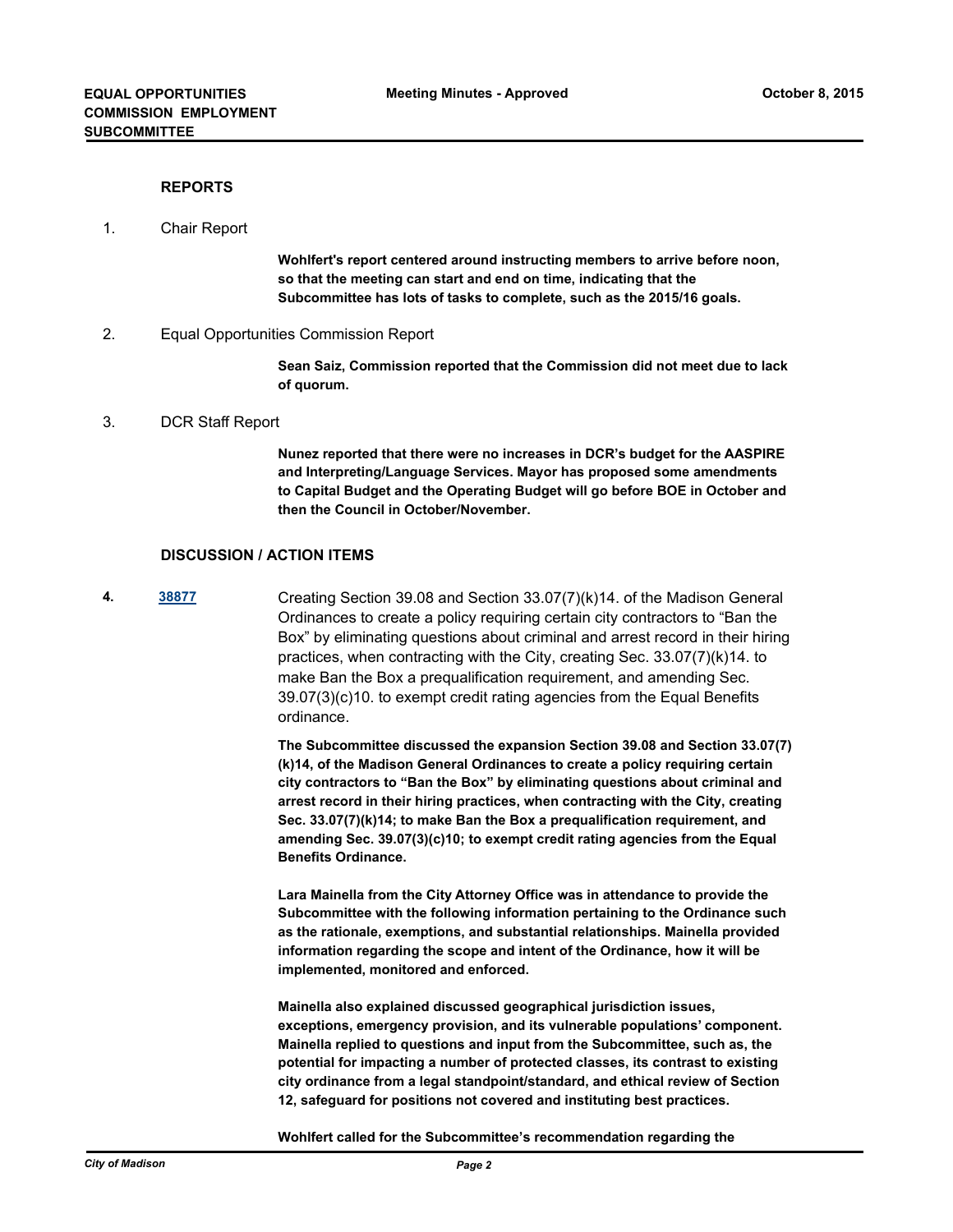## REPORTS

1. Chair Report

   **Wohlfert's report centered around instructing members to arrive before noon, so that the meeting can start and end on time, indicating that the Subcommittee has lots of tasks to complete, such as the 2015/16 goals.**

2. Equal Opportunities Commission Report

   **Sean Saiz, Commission reported that the Commission did not meet due to lack of quorum.**

3. DCR Staff Report

   **Nunez reported that there were no increases in DCR's budget for the AASPIRE and Interpreting/Language Services. Mayor has proposed some amendments to Capital Budget and the Operating Budget will go before BOE in October and then the Council in October/November.**

## DISCUSSION / ACTION ITEMS

**4.** **[38877]** Creating Section 39.08 and Section 33.07(7)(k)14. of the Madison General Ordinances to create a policy requiring certain city contractors to "Ban the Box" by eliminating questions about criminal and arrest record in their hiring practices, when contracting with the City, creating Sec. 33.07(7)(k)14. to make Ban the Box a prequalification requirement, and amending Sec. 39.07(3)(c)10. to exempt credit rating agencies from the Equal Benefits ordinance.

**The Subcommittee discussed the expansion Section 39.08 and Section 33.07(7)(k)14, of the Madison General Ordinances to create a policy requiring certain city contractors to "Ban the Box" by eliminating questions about criminal and arrest record in their hiring practices, when contracting with the City, creating Sec. 33.07(7)(k)14; to make Ban the Box a prequalification requirement, and amending Sec. 39.07(3)(c)10; to exempt credit rating agencies from the Equal Benefits Ordinance.**

**Lara Mainella from the City Attorney Office was in attendance to provide the Subcommittee with the following information pertaining to the Ordinance such as the rationale, exemptions, and substantial relationships. Mainella provided information regarding the scope and intent of the Ordinance, how it will be implemented, monitored and enforced.**

**Mainella also explained discussed geographical jurisdiction issues, exceptions, emergency provision, and its vulnerable populations' component. Mainella replied to questions and input from the Subcommittee, such as, the potential for impacting a number of protected classes, its contrast to existing city ordinance from a legal standpoint/standard, and ethical review of Section 12, safeguard for positions not covered and instituting best practices.**

**Wohlfert called for the Subcommittee's recommendation regarding the**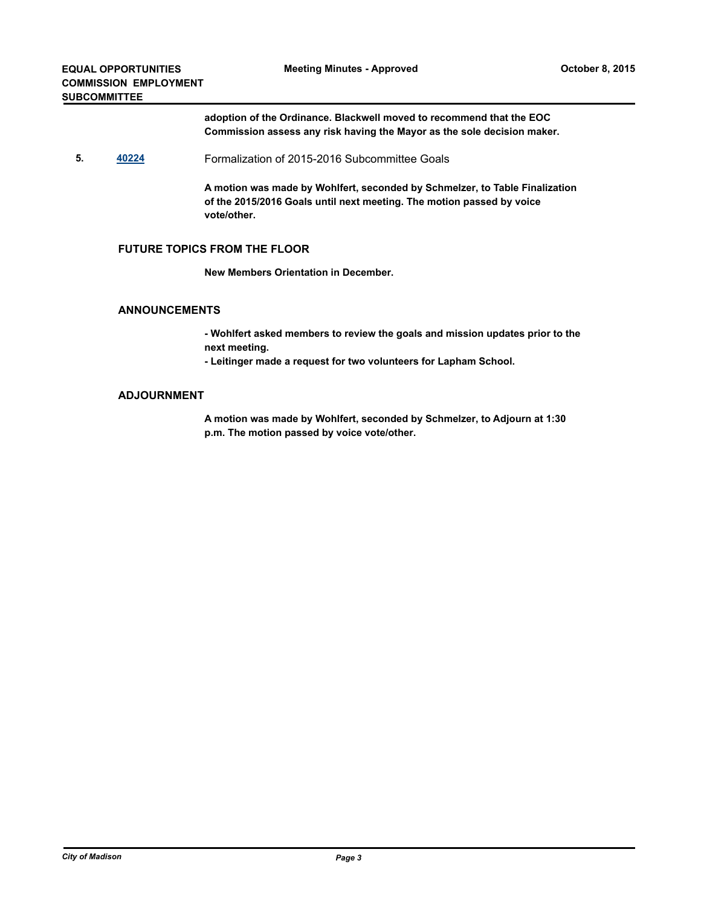**adoption of the Ordinance. Blackwell moved to recommend that the EOC Commission assess any risk having the Mayor as the sole decision maker.**

**5.** **40224** Formalization of 2015-2016 Subcommittee Goals

**A motion was made by Wohlfert, seconded by Schmelzer, to Table Finalization of the 2015/2016 Goals until next meeting. The motion passed by voice vote/other.**

## FUTURE TOPICS FROM THE FLOOR

**New Members Orientation in December.**

## ANNOUNCEMENTS

**- Wohlfert asked members to review the goals and mission updates prior to the next meeting.**
**- Leitinger made a request for two volunteers for Lapham School.**

## ADJOURNMENT

**A motion was made by Wohlfert, seconded by Schmelzer, to Adjourn at 1:30 p.m. The motion passed by voice vote/other.**